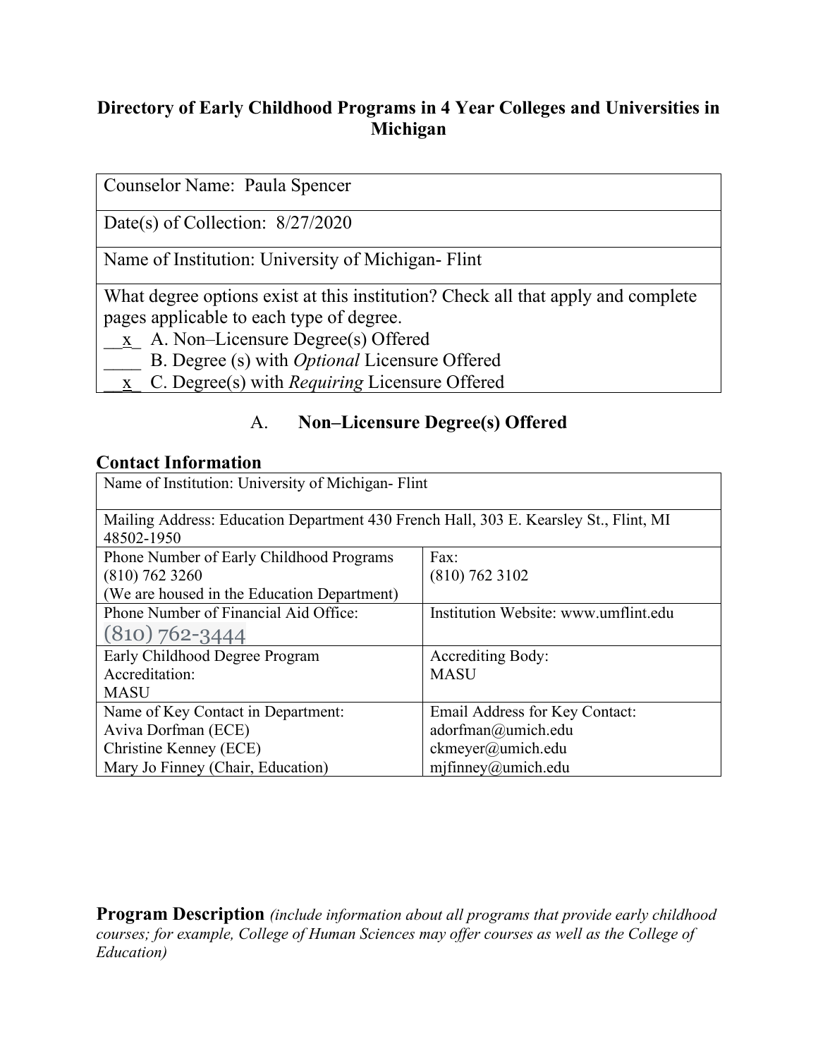# Directory of Early Childhood Programs in 4 Year Colleges and Universities in Michigan

| Counselor Name: Paula Spencer |
|---|
| Date(s) of Collection: 8/27/2020 |
| Name of Institution: University of Michigan- Flint |
| What degree options exist at this institution? Check all that apply and complete pages applicable to each type of degree.<br>__x_ A. Non–Licensure Degree(s) Offered<br>____ B. Degree (s) with *Optional* Licensure Offered<br>__x_ C. Degree(s) with *Requiring* Licensure Offered |

## A. Non–Licensure Degree(s) Offered

### Contact Information

| Name of Institution: University of Michigan- Flint | |
|---|---|
| Mailing Address: Education Department 430 French Hall, 303 E. Kearsley St., Flint, MI 48502-1950 | |
| Phone Number of Early Childhood Programs<br>(810) 762 3260<br>(We are housed in the Education Department) | Fax:<br>(810) 762 3102 |
| Phone Number of Financial Aid Office:<br>(810) 762-3444 | Institution Website: www.umflint.edu |
| Early Childhood Degree Program Accreditation:<br>MASU | Accrediting Body:<br>MASU |
| Name of Key Contact in Department:<br>Aviva Dorfman (ECE)<br>Christine Kenney (ECE)<br>Mary Jo Finney (Chair, Education) | Email Address for Key Contact:<br>adorfman@umich.edu<br>ckmeyer@umich.edu<br>mjfinney@umich.edu |

### Program Description *(include information about all programs that provide early childhood courses; for example, College of Human Sciences may offer courses as well as the College of Education)*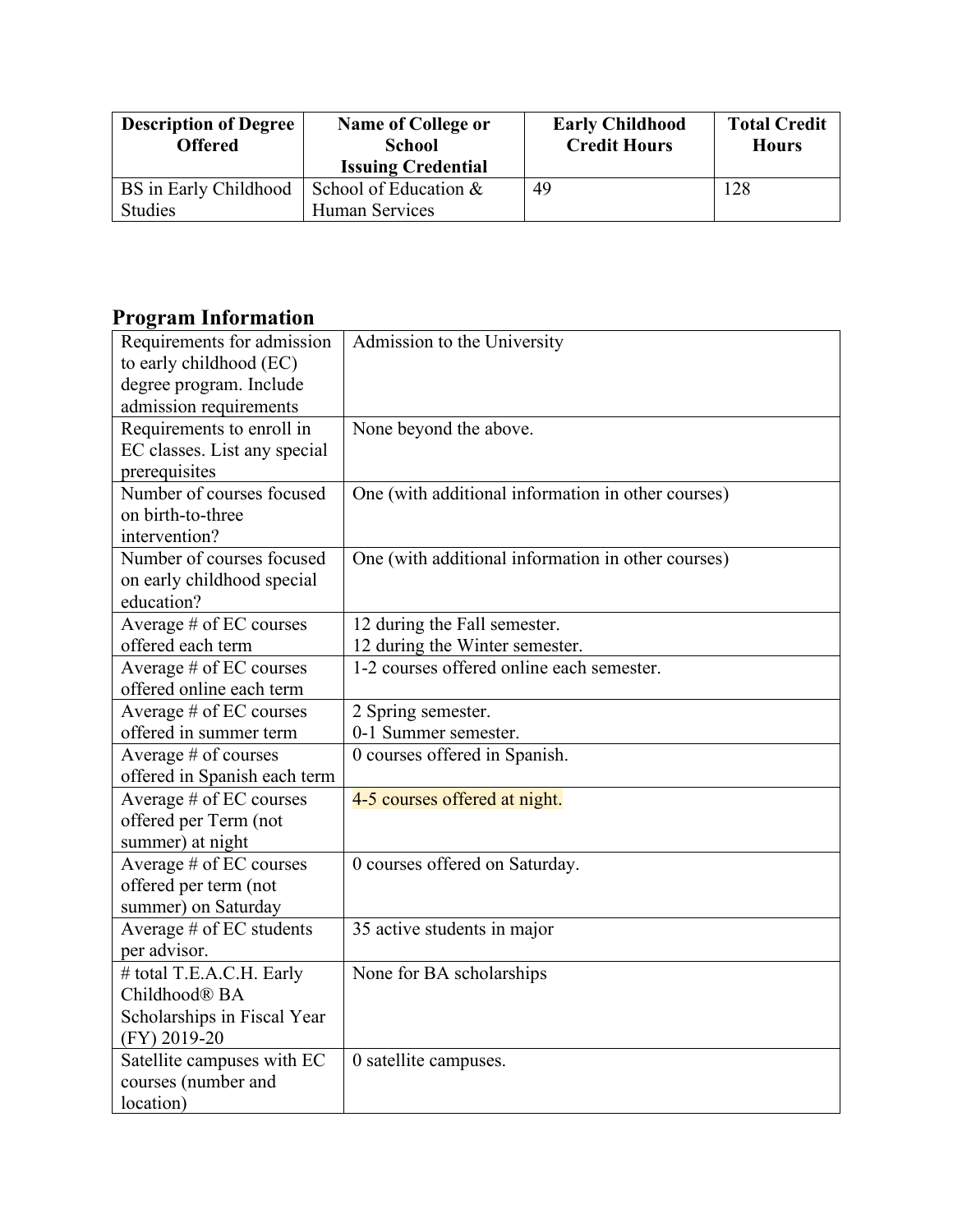| Description of Degree Offered | Name of College or School Issuing Credential | Early Childhood Credit Hours | Total Credit Hours |
|---|---|---|---|
| BS in Early Childhood Studies | School of Education & Human Services | 49 | 128 |

## Program Information

| | |
|---|---|
| Requirements for admission to early childhood (EC) degree program. Include admission requirements | Admission to the University |
| Requirements to enroll in EC classes. List any special prerequisites | None beyond the above. |
| Number of courses focused on birth-to-three intervention? | One (with additional information in other courses) |
| Number of courses focused on early childhood special education? | One (with additional information in other courses) |
| Average # of EC courses offered each term | 12 during the Fall semester.<br>12 during the Winter semester. |
| Average # of EC courses offered online each term | 1-2 courses offered online each semester. |
| Average # of EC courses offered in summer term | 2 Spring semester.<br>0-1 Summer semester. |
| Average # of courses offered in Spanish each term | 0 courses offered in Spanish. |
| Average # of EC courses offered per Term (not summer) at night | 4-5 courses offered at night. |
| Average # of EC courses offered per term (not summer) on Saturday | 0 courses offered on Saturday. |
| Average # of EC students per advisor. | 35 active students in major |
| # total T.E.A.C.H. Early Childhood® BA Scholarships in Fiscal Year (FY) 2019-20 | None for BA scholarships |
| Satellite campuses with EC courses (number and location) | 0 satellite campuses. |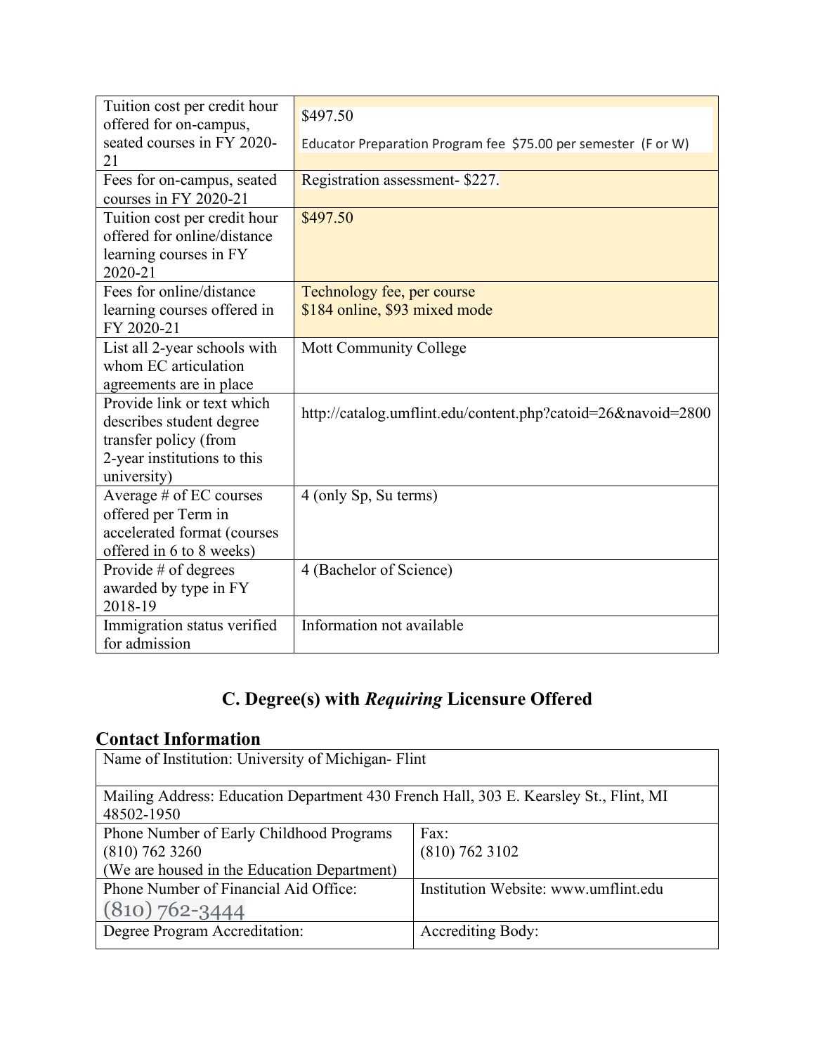| | |
|---|---|
| Tuition cost per credit hour offered for on-campus, seated courses in FY 2020-21 | $497.50<br>Educator Preparation Program fee $75.00 per semester (F or W) |
| Fees for on-campus, seated courses in FY 2020-21 | Registration assessment- $227. |
| Tuition cost per credit hour offered for online/distance learning courses in FY 2020-21 | $497.50 |
| Fees for online/distance learning courses offered in FY 2020-21 | Technology fee, per course<br>$184 online, $93 mixed mode |
| List all 2-year schools with whom EC articulation agreements are in place | Mott Community College |
| Provide link or text which describes student degree transfer policy (from 2-year institutions to this university) | http://catalog.umflint.edu/content.php?catoid=26&navoid=2800 |
| Average # of EC courses offered per Term in accelerated format (courses offered in 6 to 8 weeks) | 4 (only Sp, Su terms) |
| Provide # of degrees awarded by type in FY 2018-19 | 4 (Bachelor of Science) |
| Immigration status verified for admission | Information not available |

## C. Degree(s) with *Requiring* Licensure Offered

### Contact Information

| | |
|---|---|
| Name of Institution: University of Michigan- Flint | |
| Mailing Address: Education Department 430 French Hall, 303 E. Kearsley St., Flint, MI 48502-1950 | |
| Phone Number of Early Childhood Programs<br>(810) 762 3260<br>(We are housed in the Education Department) | Fax:<br>(810) 762 3102 |
| Phone Number of Financial Aid Office:<br>(810) 762-3444 | Institution Website: www.umflint.edu |
| Degree Program Accreditation: | Accrediting Body: |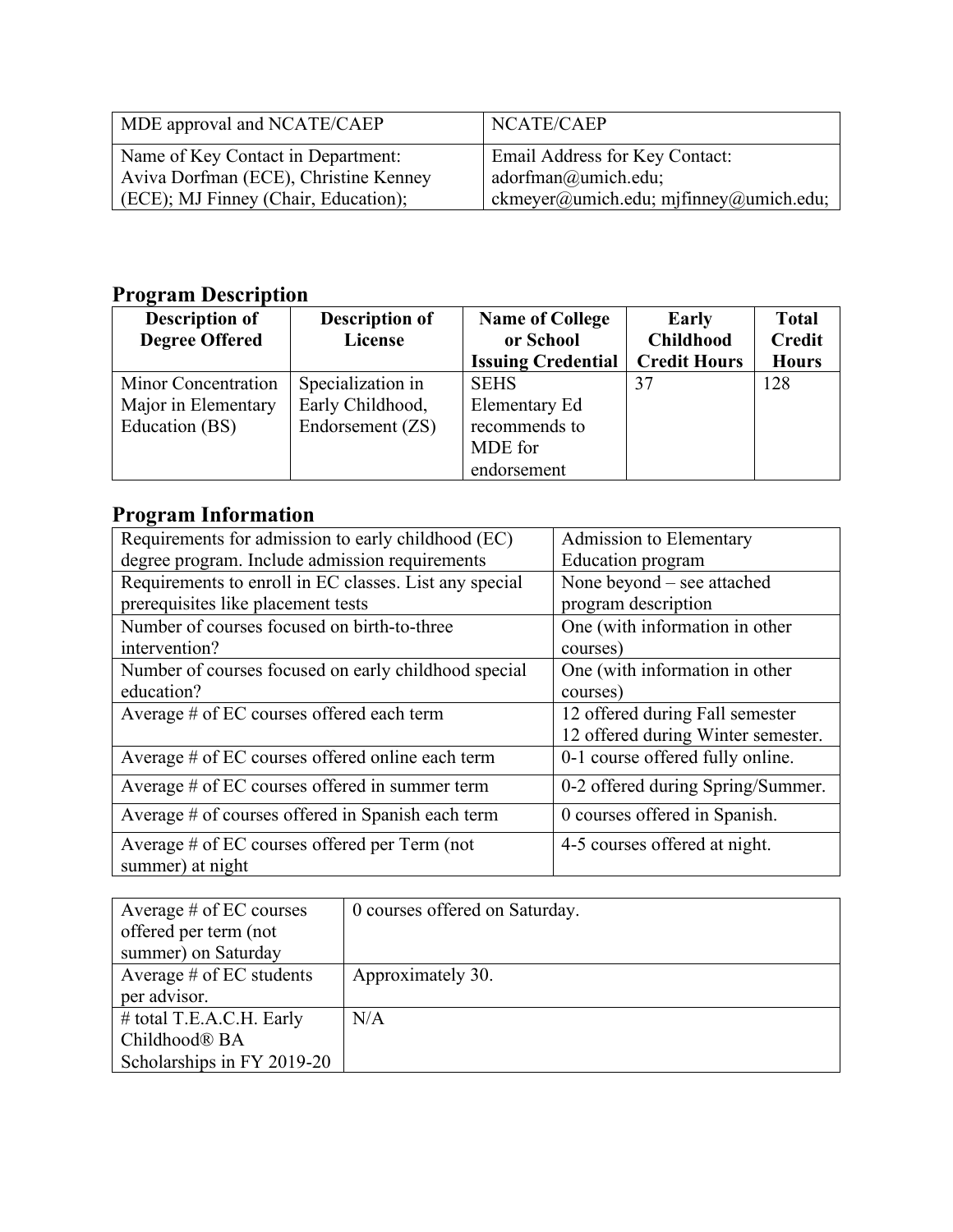| MDE approval and NCATE/CAEP | NCATE/CAEP |
|---|---|
| Name of Key Contact in Department: Aviva Dorfman (ECE), Christine Kenney (ECE); MJ Finney (Chair, Education); | Email Address for Key Contact: adorfman@umich.edu; ckmeyer@umich.edu; mjfinney@umich.edu; |

## Program Description

| Description of Degree Offered | Description of License | Name of College or School Issuing Credential | Early Childhood Credit Hours | Total Credit Hours |
|---|---|---|---|---|
| Minor Concentration Major in Elementary Education (BS) | Specialization in Early Childhood, Endorsement (ZS) | SEHS Elementary Ed recommends to MDE for endorsement | 37 | 128 |

## Program Information

| Requirements for admission to early childhood (EC) degree program. Include admission requirements | Admission to Elementary Education program |
|---|---|
| Requirements to enroll in EC classes. List any special prerequisites like placement tests | None beyond – see attached program description |
| Number of courses focused on birth-to-three intervention? | One (with information in other courses) |
| Number of courses focused on early childhood special education? | One (with information in other courses) |
| Average # of EC courses offered each term | 12 offered during Fall semester<br>12 offered during Winter semester. |
| Average # of EC courses offered online each term | 0-1 course offered fully online. |
| Average # of EC courses offered in summer term | 0-2 offered during Spring/Summer. |
| Average # of courses offered in Spanish each term | 0 courses offered in Spanish. |
| Average # of EC courses offered per Term (not summer) at night | 4-5 courses offered at night. |
| Average # of EC courses offered per term (not summer) on Saturday | 0 courses offered on Saturday. |
| Average # of EC students per advisor. | Approximately 30. |
| # total T.E.A.C.H. Early Childhood® BA Scholarships in FY 2019-20 | N/A |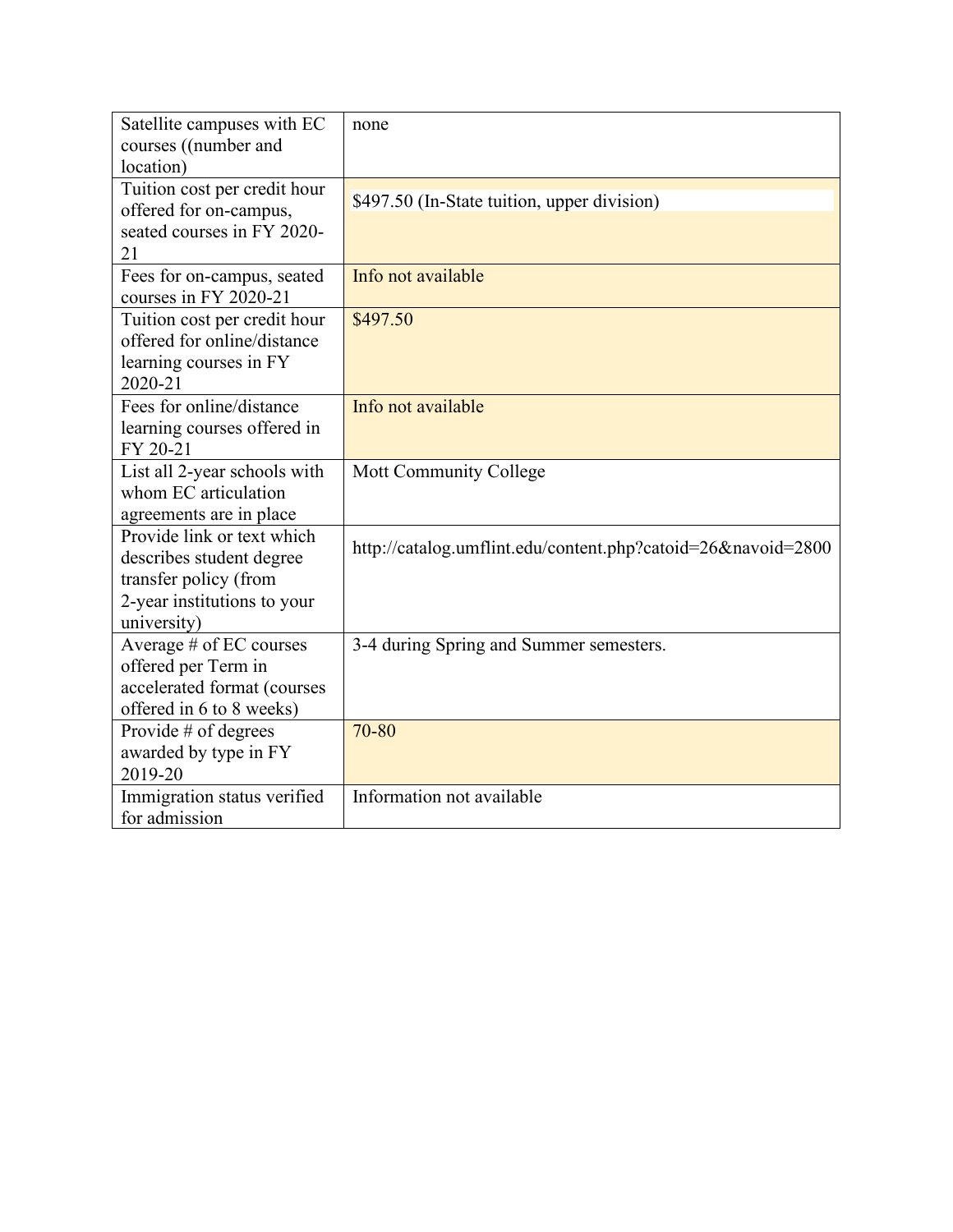| | |
|---|---|
| Satellite campuses with EC courses ((number and location) | none |
| Tuition cost per credit hour offered for on-campus, seated courses in FY 2020-21 | $497.50 (In-State tuition, upper division) |
| Fees for on-campus, seated courses in FY 2020-21 | Info not available |
| Tuition cost per credit hour offered for online/distance learning courses in FY 2020-21 | $497.50 |
| Fees for online/distance learning courses offered in FY 20-21 | Info not available |
| List all 2-year schools with whom EC articulation agreements are in place | Mott Community College |
| Provide link or text which describes student degree transfer policy (from 2-year institutions to your university) | http://catalog.umflint.edu/content.php?catoid=26&navoid=2800 |
| Average # of EC courses offered per Term in accelerated format (courses offered in 6 to 8 weeks) | 3-4 during Spring and Summer semesters. |
| Provide # of degrees awarded by type in FY 2019-20 | 70-80 |
| Immigration status verified for admission | Information not available |